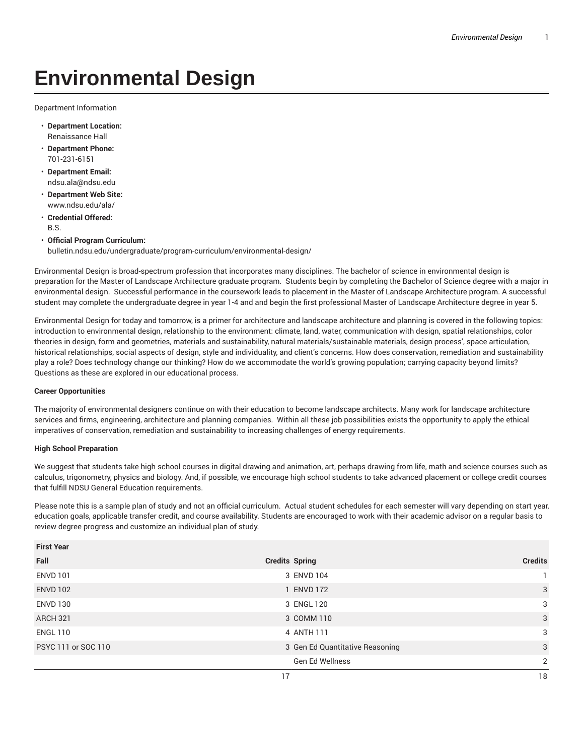# Environmental Design

Department Information

- **Department Location:**
  Renaissance Hall
- **Department Phone:**
  701-231-6151
- **Department Email:**
  ndsu.ala@ndsu.edu
- **Department Web Site:**
  www.ndsu.edu/ala/
- **Credential Offered:**
  B.S.
- **Official Program Curriculum:**
  bulletin.ndsu.edu/undergraduate/program-curriculum/environmental-design/

Environmental Design is broad-spectrum profession that incorporates many disciplines. The bachelor of science in environmental design is preparation for the Master of Landscape Architecture graduate program. Students begin by completing the Bachelor of Science degree with a major in environmental design. Successful performance in the coursework leads to placement in the Master of Landscape Architecture program. A successful student may complete the undergraduate degree in year 1-4 and and begin the first professional Master of Landscape Architecture degree in year 5.

Environmental Design for today and tomorrow, is a primer for architecture and landscape architecture and planning is covered in the following topics: introduction to environmental design, relationship to the environment: climate, land, water, communication with design, spatial relationships, color theories in design, form and geometries, materials and sustainability, natural materials/sustainable materials, design process', space articulation, historical relationships, social aspects of design, style and individuality, and client's concerns. How does conservation, remediation and sustainability play a role? Does technology change our thinking? How do we accommodate the world's growing population; carrying capacity beyond limits? Questions as these are explored in our educational process.

**Career Opportunities**

The majority of environmental designers continue on with their education to become landscape architects. Many work for landscape architecture services and firms, engineering, architecture and planning companies. Within all these job possibilities exists the opportunity to apply the ethical imperatives of conservation, remediation and sustainability to increasing challenges of energy requirements.

**High School Preparation**

We suggest that students take high school courses in digital drawing and animation, art, perhaps drawing from life, math and science courses such as calculus, trigonometry, physics and biology. And, if possible, we encourage high school students to take advanced placement or college credit courses that fulfill NDSU General Education requirements.

Please note this is a sample plan of study and not an official curriculum. Actual student schedules for each semester will vary depending on start year, education goals, applicable transfer credit, and course availability. Students are encouraged to work with their academic advisor on a regular basis to review degree progress and customize an individual plan of study.

| First Year | | | |
|---|---|---|---|
| Fall | Credits | Spring | Credits |
| ENVD 101 | 3 | ENVD 104 | 1 |
| ENVD 102 | 1 | ENVD 172 | 3 |
| ENVD 130 | 3 | ENGL 120 | 3 |
| ARCH 321 | 3 | COMM 110 | 3 |
| ENGL 110 | 4 | ANTH 111 | 3 |
| PSYC 111 or SOC 110 | 3 | Gen Ed Quantitative Reasoning | 3 |
| | | Gen Ed Wellness | 2 |
| | 17 | | 18 |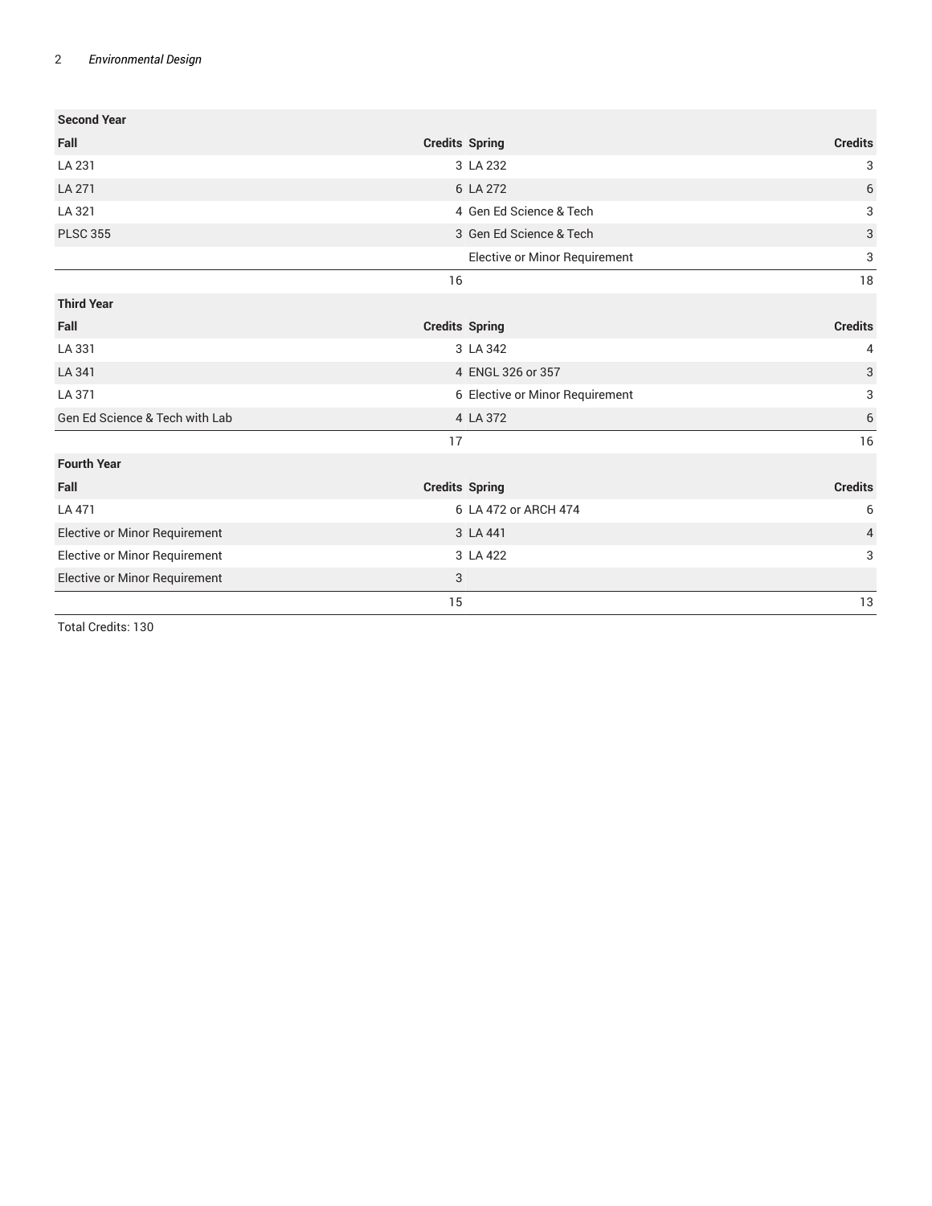| Second Year | | | |
|---|---|---|---|
| **Fall** | **Credits** | **Spring** | **Credits** |
| LA 231 | 3 | LA 232 | 3 |
| LA 271 | 6 | LA 272 | 6 |
| LA 321 | 4 | Gen Ed Science & Tech | 3 |
| PLSC 355 | 3 | Gen Ed Science & Tech | 3 |
| | | Elective or Minor Requirement | 3 |
| | 16 | | 18 |

| Third Year | | | |
|---|---|---|---|
| **Fall** | **Credits** | **Spring** | **Credits** |
| LA 331 | 3 | LA 342 | 4 |
| LA 341 | 4 | ENGL 326 or 357 | 3 |
| LA 371 | 6 | Elective or Minor Requirement | 3 |
| Gen Ed Science & Tech with Lab | 4 | LA 372 | 6 |
| | 17 | | 16 |

| Fourth Year | | | |
|---|---|---|---|
| **Fall** | **Credits** | **Spring** | **Credits** |
| LA 471 | 6 | LA 472 or ARCH 474 | 6 |
| Elective or Minor Requirement | 3 | LA 441 | 4 |
| Elective or Minor Requirement | 3 | LA 422 | 3 |
| Elective or Minor Requirement | 3 | | |
| | 15 | | 13 |

Total Credits: 130